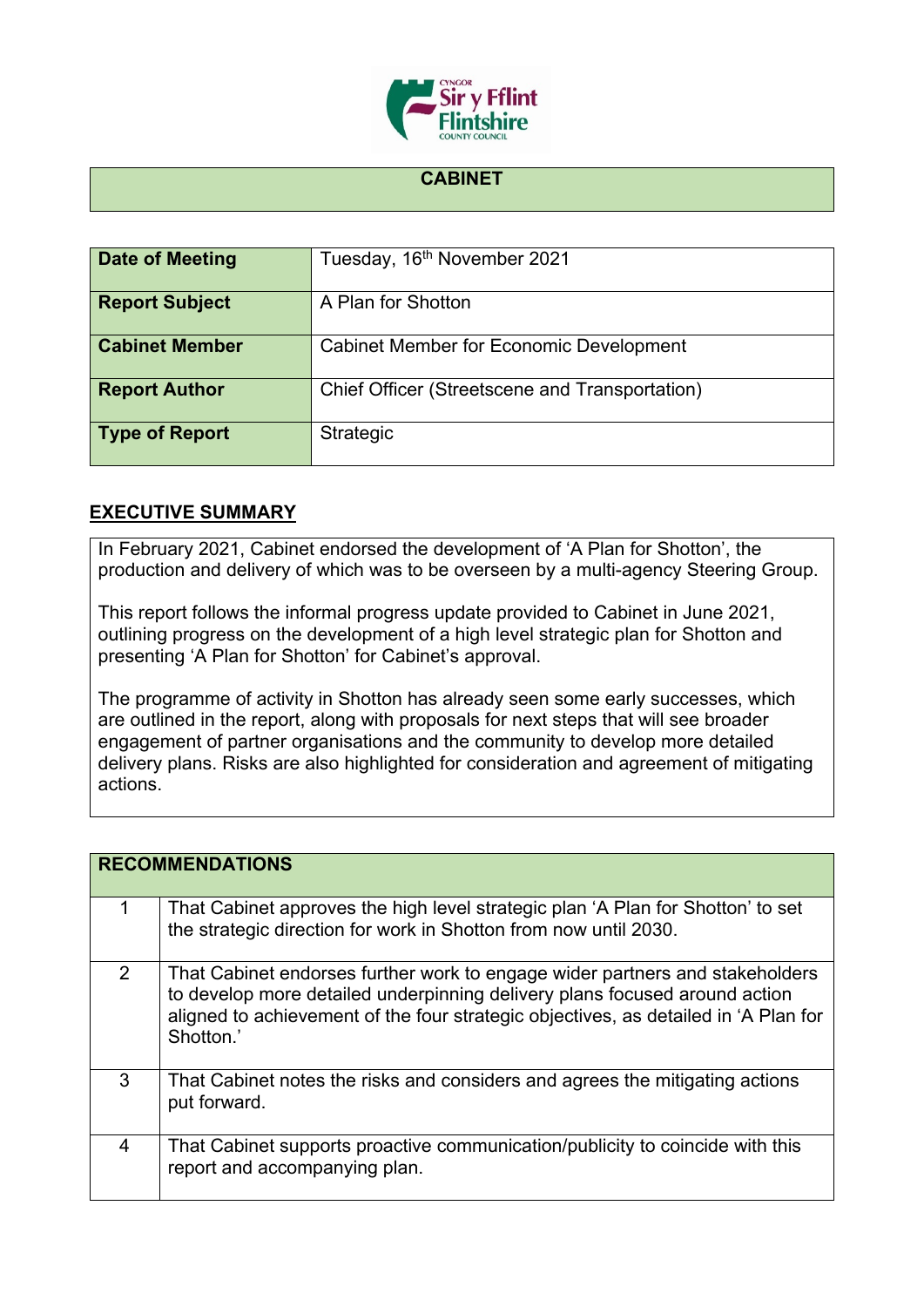# CABINET

| Date of Meeting | Tuesday, 16th November 2021 |
|---|---|
| Report Subject | A Plan for Shotton |
| Cabinet Member | Cabinet Member for Economic Development |
| Report Author | Chief Officer (Streetscene and Transportation) |
| Type of Report | Strategic |

## EXECUTIVE SUMMARY

In February 2021, Cabinet endorsed the development of 'A Plan for Shotton', the production and delivery of which was to be overseen by a multi-agency Steering Group.

This report follows the informal progress update provided to Cabinet in June 2021, outlining progress on the development of a high level strategic plan for Shotton and presenting 'A Plan for Shotton' for Cabinet's approval.

The programme of activity in Shotton has already seen some early successes, which are outlined in the report, along with proposals for next steps that will see broader engagement of partner organisations and the community to develop more detailed delivery plans. Risks are also highlighted for consideration and agreement of mitigating actions.

| RECOMMENDATIONS | |
|---|---|
| 1 | That Cabinet approves the high level strategic plan 'A Plan for Shotton' to set the strategic direction for work in Shotton from now until 2030. |
| 2 | That Cabinet endorses further work to engage wider partners and stakeholders to develop more detailed underpinning delivery plans focused around action aligned to achievement of the four strategic objectives, as detailed in 'A Plan for Shotton.' |
| 3 | That Cabinet notes the risks and considers and agrees the mitigating actions put forward. |
| 4 | That Cabinet supports proactive communication/publicity to coincide with this report and accompanying plan. |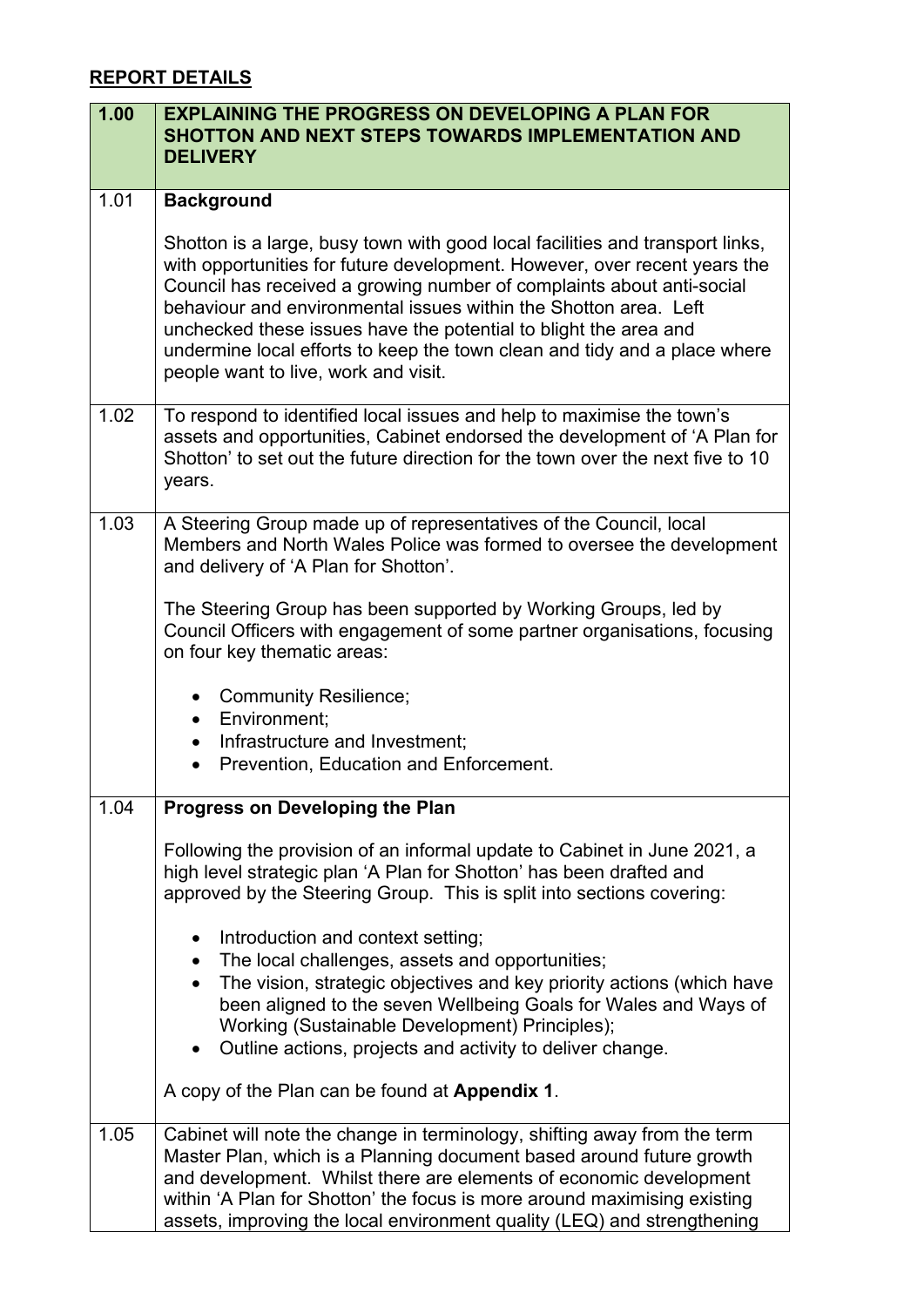## REPORT DETAILS

| 1.00 | EXPLAINING THE PROGRESS ON DEVELOPING A PLAN FOR SHOTTON AND NEXT STEPS TOWARDS IMPLEMENTATION AND DELIVERY |
|---|---|
| 1.01 | **Background**<br><br>Shotton is a large, busy town with good local facilities and transport links, with opportunities for future development. However, over recent years the Council has received a growing number of complaints about anti-social behaviour and environmental issues within the Shotton area. Left unchecked these issues have the potential to blight the area and undermine local efforts to keep the town clean and tidy and a place where people want to live, work and visit. |
| 1.02 | To respond to identified local issues and help to maximise the town's assets and opportunities, Cabinet endorsed the development of 'A Plan for Shotton' to set out the future direction for the town over the next five to 10 years. |
| 1.03 | A Steering Group made up of representatives of the Council, local Members and North Wales Police was formed to oversee the development and delivery of 'A Plan for Shotton'.<br><br>The Steering Group has been supported by Working Groups, led by Council Officers with engagement of some partner organisations, focusing on four key thematic areas:<br><br>• Community Resilience;<br>• Environment;<br>• Infrastructure and Investment;<br>• Prevention, Education and Enforcement. |
| 1.04 | **Progress on Developing the Plan**<br><br>Following the provision of an informal update to Cabinet in June 2021, a high level strategic plan 'A Plan for Shotton' has been drafted and approved by the Steering Group. This is split into sections covering:<br><br>• Introduction and context setting;<br>• The local challenges, assets and opportunities;<br>• The vision, strategic objectives and key priority actions (which have been aligned to the seven Wellbeing Goals for Wales and Ways of Working (Sustainable Development) Principles);<br>• Outline actions, projects and activity to deliver change.<br><br>A copy of the Plan can be found at **Appendix 1**. |
| 1.05 | Cabinet will note the change in terminology, shifting away from the term Master Plan, which is a Planning document based around future growth and development. Whilst there are elements of economic development within 'A Plan for Shotton' the focus is more around maximising existing assets, improving the local environment quality (LEQ) and strengthening |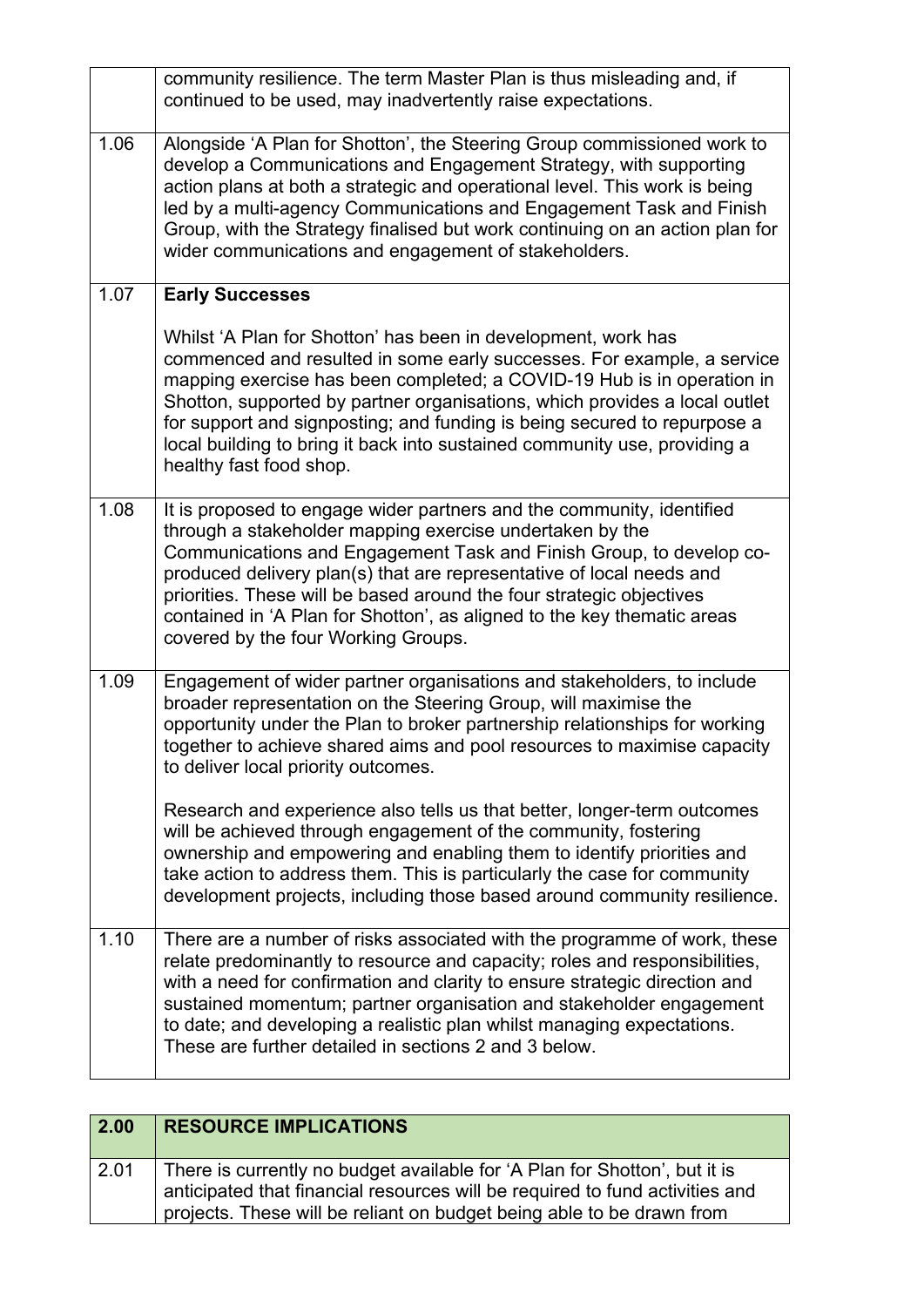| | |
|---|---|
| | community resilience. The term Master Plan is thus misleading and, if continued to be used, may inadvertently raise expectations. |
| 1.06 | Alongside 'A Plan for Shotton', the Steering Group commissioned work to develop a Communications and Engagement Strategy, with supporting action plans at both a strategic and operational level. This work is being led by a multi-agency Communications and Engagement Task and Finish Group, with the Strategy finalised but work continuing on an action plan for wider communications and engagement of stakeholders. |
| 1.07 | **Early Successes**<br><br>Whilst 'A Plan for Shotton' has been in development, work has commenced and resulted in some early successes. For example, a service mapping exercise has been completed; a COVID-19 Hub is in operation in Shotton, supported by partner organisations, which provides a local outlet for support and signposting; and funding is being secured to repurpose a local building to bring it back into sustained community use, providing a healthy fast food shop. |
| 1.08 | It is proposed to engage wider partners and the community, identified through a stakeholder mapping exercise undertaken by the Communications and Engagement Task and Finish Group, to develop co-produced delivery plan(s) that are representative of local needs and priorities. These will be based around the four strategic objectives contained in 'A Plan for Shotton', as aligned to the key thematic areas covered by the four Working Groups. |
| 1.09 | Engagement of wider partner organisations and stakeholders, to include broader representation on the Steering Group, will maximise the opportunity under the Plan to broker partnership relationships for working together to achieve shared aims and pool resources to maximise capacity to deliver local priority outcomes.<br><br>Research and experience also tells us that better, longer-term outcomes will be achieved through engagement of the community, fostering ownership and empowering and enabling them to identify priorities and take action to address them. This is particularly the case for community development projects, including those based around community resilience. |
| 1.10 | There are a number of risks associated with the programme of work, these relate predominantly to resource and capacity; roles and responsibilities, with a need for confirmation and clarity to ensure strategic direction and sustained momentum; partner organisation and stakeholder engagement to date; and developing a realistic plan whilst managing expectations. These are further detailed in sections 2 and 3 below. |

| 2.00 | RESOURCE IMPLICATIONS |
|---|---|
| 2.01 | There is currently no budget available for 'A Plan for Shotton', but it is anticipated that financial resources will be required to fund activities and projects. These will be reliant on budget being able to be drawn from |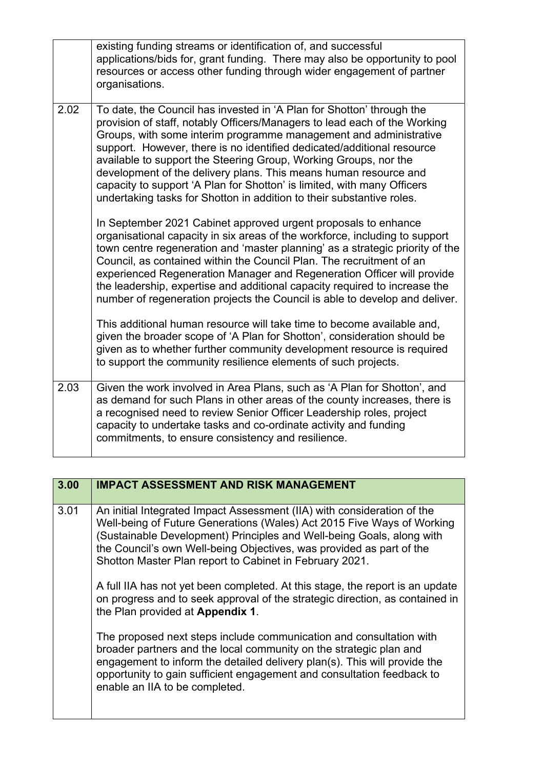| | |
|---|---|
| | existing funding streams or identification of, and successful applications/bids for, grant funding. There may also be opportunity to pool resources or access other funding through wider engagement of partner organisations. |
| 2.02 | To date, the Council has invested in 'A Plan for Shotton' through the provision of staff, notably Officers/Managers to lead each of the Working Groups, with some interim programme management and administrative support. However, there is no identified dedicated/additional resource available to support the Steering Group, Working Groups, nor the development of the delivery plans. This means human resource and capacity to support 'A Plan for Shotton' is limited, with many Officers undertaking tasks for Shotton in addition to their substantive roles.<br><br>In September 2021 Cabinet approved urgent proposals to enhance organisational capacity in six areas of the workforce, including to support town centre regeneration and 'master planning' as a strategic priority of the Council, as contained within the Council Plan. The recruitment of an experienced Regeneration Manager and Regeneration Officer will provide the leadership, expertise and additional capacity required to increase the number of regeneration projects the Council is able to develop and deliver.<br><br>This additional human resource will take time to become available and, given the broader scope of 'A Plan for Shotton', consideration should be given as to whether further community development resource is required to support the community resilience elements of such projects. |
| 2.03 | Given the work involved in Area Plans, such as 'A Plan for Shotton', and as demand for such Plans in other areas of the county increases, there is a recognised need to review Senior Officer Leadership roles, project capacity to undertake tasks and co-ordinate activity and funding commitments, to ensure consistency and resilience. |

| 3.00 | IMPACT ASSESSMENT AND RISK MANAGEMENT |
|---|---|
| 3.01 | An initial Integrated Impact Assessment (IIA) with consideration of the Well-being of Future Generations (Wales) Act 2015 Five Ways of Working (Sustainable Development) Principles and Well-being Goals, along with the Council's own Well-being Objectives, was provided as part of the Shotton Master Plan report to Cabinet in February 2021.<br><br>A full IIA has not yet been completed. At this stage, the report is an update on progress and to seek approval of the strategic direction, as contained in the Plan provided at **Appendix 1**.<br><br>The proposed next steps include communication and consultation with broader partners and the local community on the strategic plan and engagement to inform the detailed delivery plan(s). This will provide the opportunity to gain sufficient engagement and consultation feedback to enable an IIA to be completed. |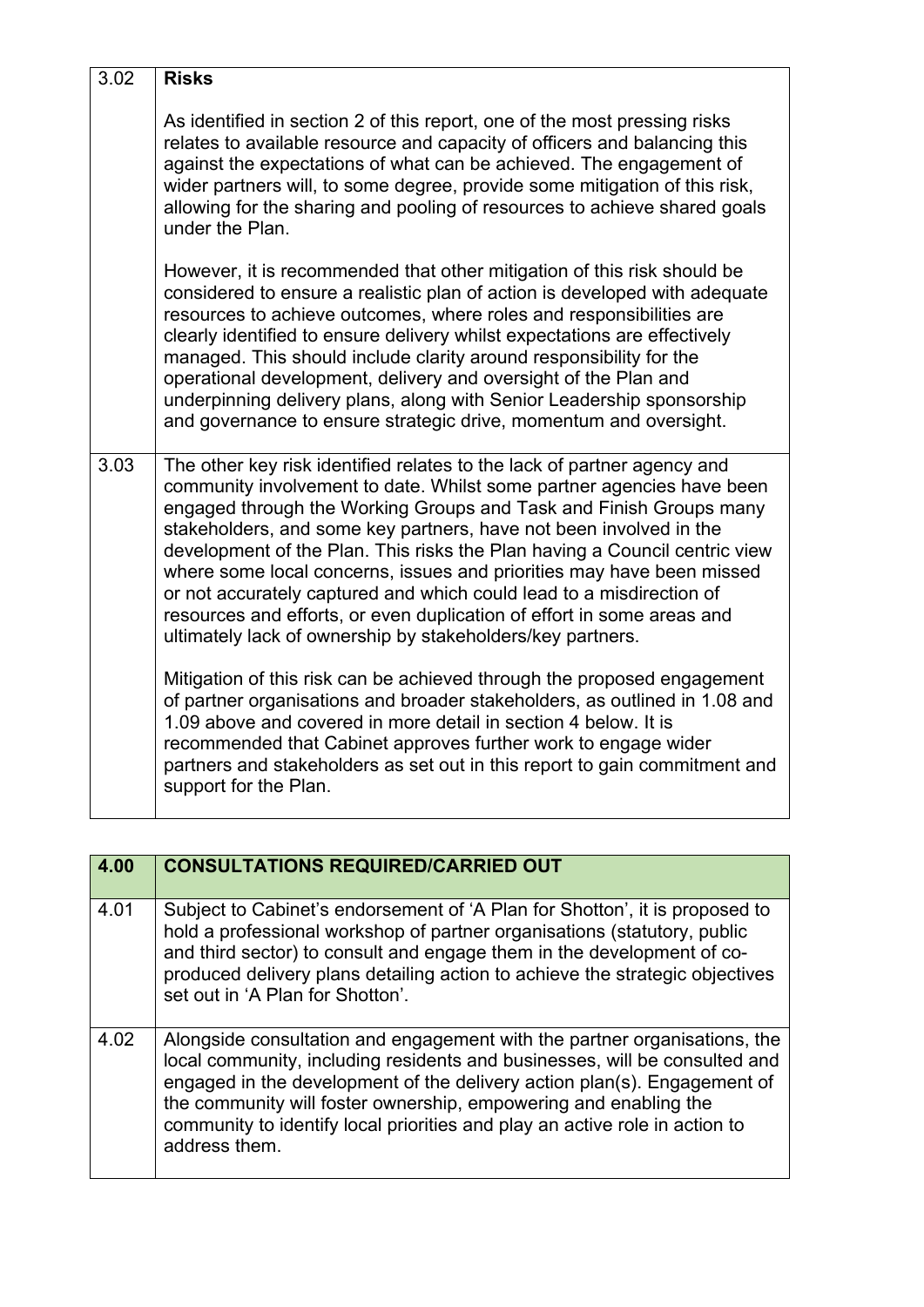| | |
|---|---|
| 3.02 | **Risks**<br><br>As identified in section 2 of this report, one of the most pressing risks relates to available resource and capacity of officers and balancing this against the expectations of what can be achieved. The engagement of wider partners will, to some degree, provide some mitigation of this risk, allowing for the sharing and pooling of resources to achieve shared goals under the Plan.<br><br>However, it is recommended that other mitigation of this risk should be considered to ensure a realistic plan of action is developed with adequate resources to achieve outcomes, where roles and responsibilities are clearly identified to ensure delivery whilst expectations are effectively managed. This should include clarity around responsibility for the operational development, delivery and oversight of the Plan and underpinning delivery plans, along with Senior Leadership sponsorship and governance to ensure strategic drive, momentum and oversight. |
| 3.03 | The other key risk identified relates to the lack of partner agency and community involvement to date. Whilst some partner agencies have been engaged through the Working Groups and Task and Finish Groups many stakeholders, and some key partners, have not been involved in the development of the Plan. This risks the Plan having a Council centric view where some local concerns, issues and priorities may have been missed or not accurately captured and which could lead to a misdirection of resources and efforts, or even duplication of effort in some areas and ultimately lack of ownership by stakeholders/key partners.<br><br>Mitigation of this risk can be achieved through the proposed engagement of partner organisations and broader stakeholders, as outlined in 1.08 and 1.09 above and covered in more detail in section 4 below. It is recommended that Cabinet approves further work to engage wider partners and stakeholders as set out in this report to gain commitment and support for the Plan. |

| **4.00** | **CONSULTATIONS REQUIRED/CARRIED OUT** |
|---|---|
| 4.01 | Subject to Cabinet's endorsement of 'A Plan for Shotton', it is proposed to hold a professional workshop of partner organisations (statutory, public and third sector) to consult and engage them in the development of co-produced delivery plans detailing action to achieve the strategic objectives set out in 'A Plan for Shotton'. |
| 4.02 | Alongside consultation and engagement with the partner organisations, the local community, including residents and businesses, will be consulted and engaged in the development of the delivery action plan(s). Engagement of the community will foster ownership, empowering and enabling the community to identify local priorities and play an active role in action to address them. |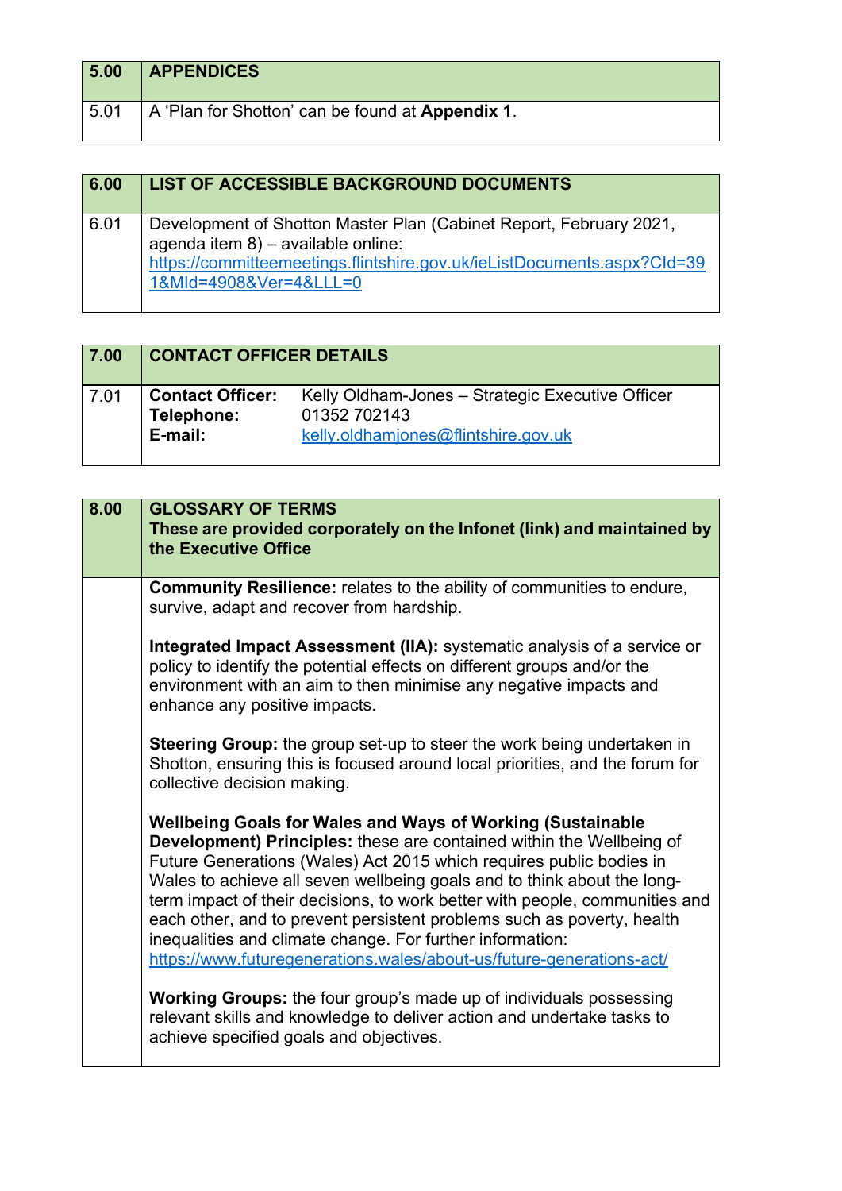| 5.00 | **APPENDICES** |
|---|---|
| 5.01 | A 'Plan for Shotton' can be found at **Appendix 1**. |

| 6.00 | **LIST OF ACCESSIBLE BACKGROUND DOCUMENTS** |
|---|---|
| 6.01 | Development of Shotton Master Plan (Cabinet Report, February 2021, agenda item 8) – available online: https://committeemeetings.flintshire.gov.uk/ieListDocuments.aspx?CId=391&MId=4908&Ver=4&LLL=0 |

| 7.00 | **CONTACT OFFICER DETAILS** |
|---|---|
| 7.01 | **Contact Officer:** Kelly Oldham-Jones – Strategic Executive Officer<br>**Telephone:** 01352 702143<br>**E-mail:** kelly.oldhamjones@flintshire.gov.uk |

| 8.00 | **GLOSSARY OF TERMS**<br>**These are provided corporately on the Infonet (link) and maintained by the Executive Office** |
|---|---|
| | **Community Resilience:** relates to the ability of communities to endure, survive, adapt and recover from hardship.<br><br>**Integrated Impact Assessment (IIA):** systematic analysis of a service or policy to identify the potential effects on different groups and/or the environment with an aim to then minimise any negative impacts and enhance any positive impacts.<br><br>**Steering Group:** the group set-up to steer the work being undertaken in Shotton, ensuring this is focused around local priorities, and the forum for collective decision making.<br><br>**Wellbeing Goals for Wales and Ways of Working (Sustainable Development) Principles:** these are contained within the Wellbeing of Future Generations (Wales) Act 2015 which requires public bodies in Wales to achieve all seven wellbeing goals and to think about the long-term impact of their decisions, to work better with people, communities and each other, and to prevent persistent problems such as poverty, health inequalities and climate change. For further information: https://www.futuregenerations.wales/about-us/future-generations-act/<br><br>**Working Groups:** the four group's made up of individuals possessing relevant skills and knowledge to deliver action and undertake tasks to achieve specified goals and objectives. |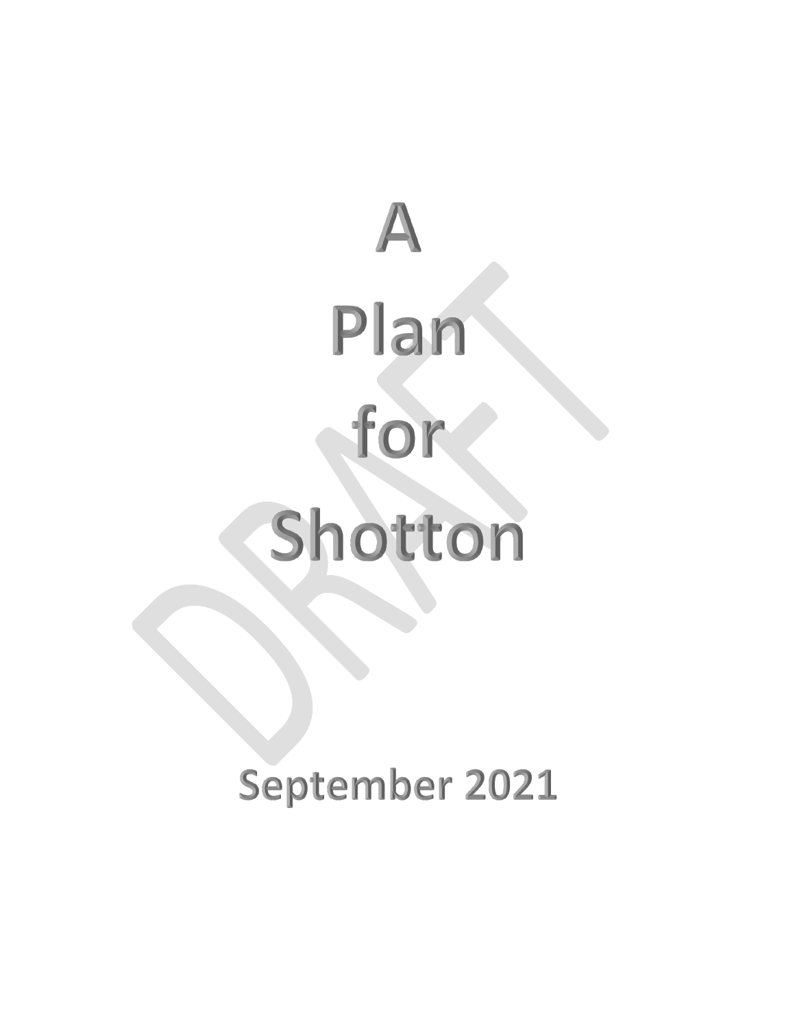# A Plan for Shotton

DRAFT

**September 2021**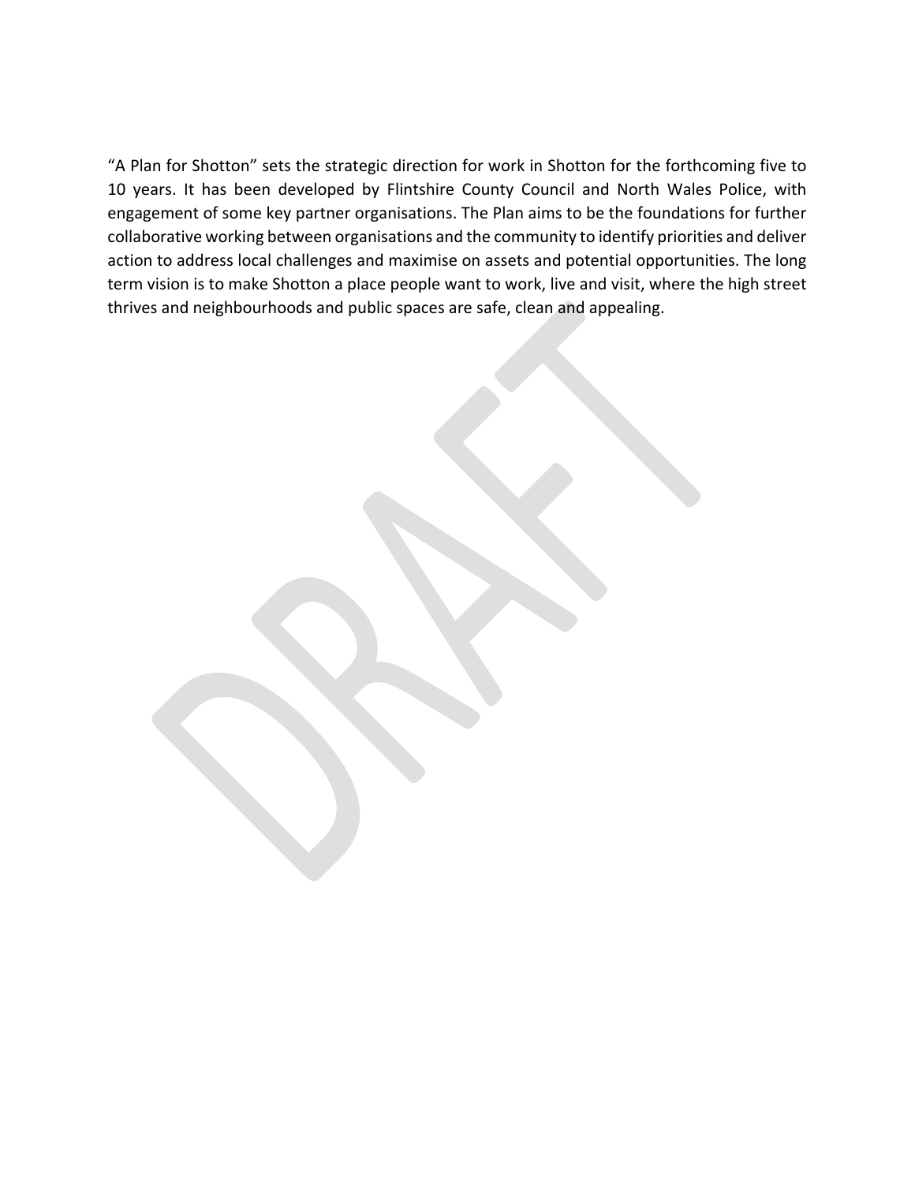"A Plan for Shotton" sets the strategic direction for work in Shotton for the forthcoming five to 10 years. It has been developed by Flintshire County Council and North Wales Police, with engagement of some key partner organisations. The Plan aims to be the foundations for further collaborative working between organisations and the community to identify priorities and deliver action to address local challenges and maximise on assets and potential opportunities. The long term vision is to make Shotton a place people want to work, live and visit, where the high street thrives and neighbourhoods and public spaces are safe, clean and appealing.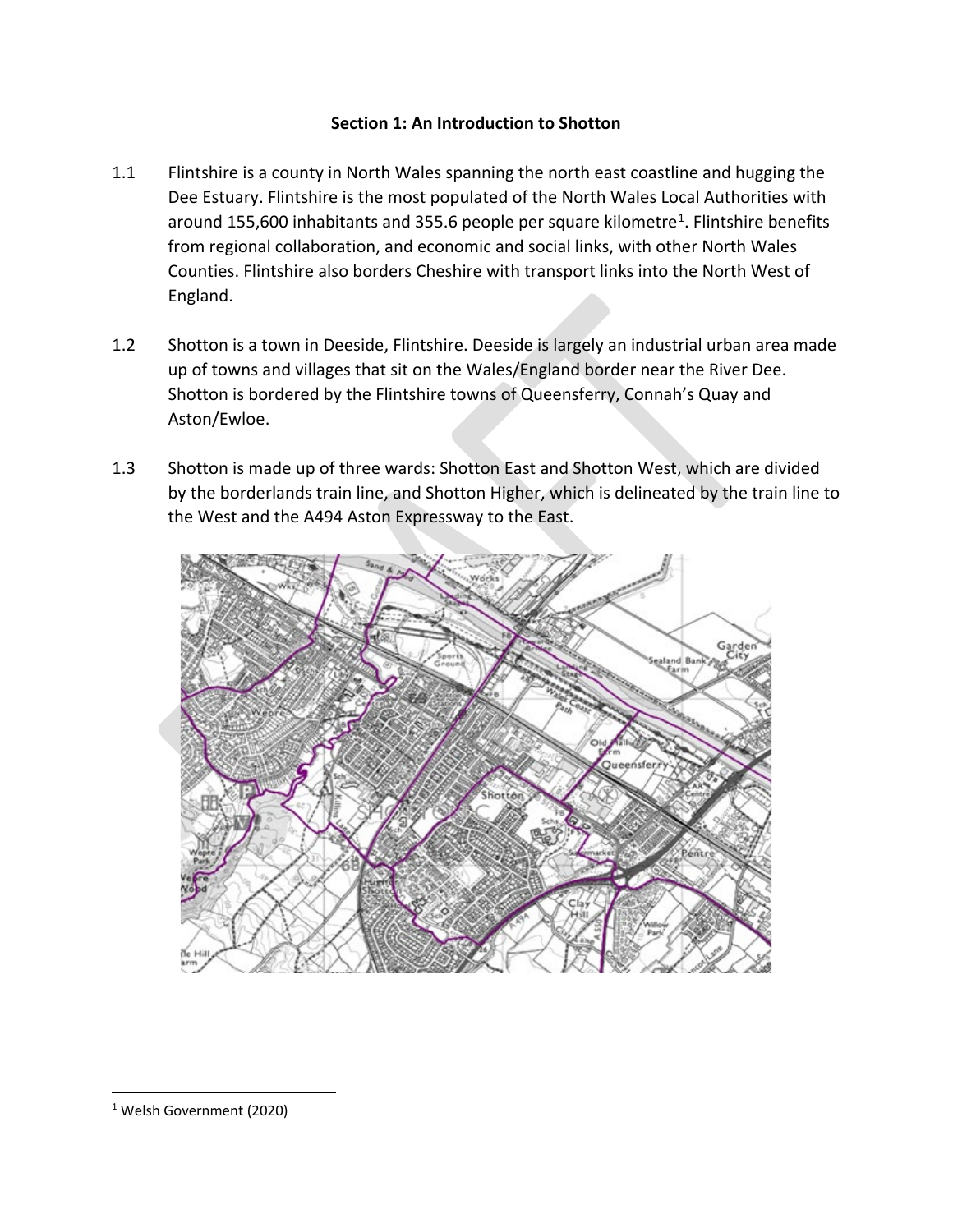**Section 1: An Introduction to Shotton**

1.1 Flintshire is a county in North Wales spanning the north east coastline and hugging the Dee Estuary. Flintshire is the most populated of the North Wales Local Authorities with around 155,600 inhabitants and 355.6 people per square kilometre[1]. Flintshire benefits from regional collaboration, and economic and social links, with other North Wales Counties. Flintshire also borders Cheshire with transport links into the North West of England.

1.2 Shotton is a town in Deeside, Flintshire. Deeside is largely an industrial urban area made up of towns and villages that sit on the Wales/England border near the River Dee. Shotton is bordered by the Flintshire towns of Queensferry, Connah's Quay and Aston/Ewloe.

1.3 Shotton is made up of three wards: Shotton East and Shotton West, which are divided by the borderlands train line, and Shotton Higher, which is delineated by the train line to the West and the A494 Aston Expressway to the East.

[1] Welsh Government (2020)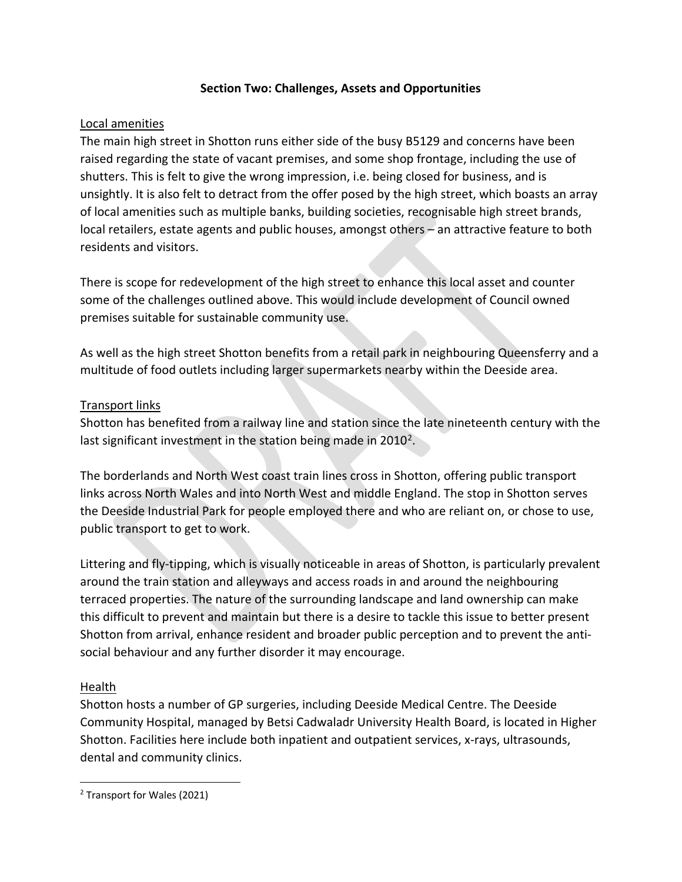## Section Two: Challenges, Assets and Opportunities

### Local amenities

The main high street in Shotton runs either side of the busy B5129 and concerns have been raised regarding the state of vacant premises, and some shop frontage, including the use of shutters. This is felt to give the wrong impression, i.e. being closed for business, and is unsightly. It is also felt to detract from the offer posed by the high street, which boasts an array of local amenities such as multiple banks, building societies, recognisable high street brands, local retailers, estate agents and public houses, amongst others – an attractive feature to both residents and visitors.

There is scope for redevelopment of the high street to enhance this local asset and counter some of the challenges outlined above. This would include development of Council owned premises suitable for sustainable community use.

As well as the high street Shotton benefits from a retail park in neighbouring Queensferry and a multitude of food outlets including larger supermarkets nearby within the Deeside area.

### Transport links

Shotton has benefited from a railway line and station since the late nineteenth century with the last significant investment in the station being made in 2010[2].

The borderlands and North West coast train lines cross in Shotton, offering public transport links across North Wales and into North West and middle England. The stop in Shotton serves the Deeside Industrial Park for people employed there and who are reliant on, or chose to use, public transport to get to work.

Littering and fly-tipping, which is visually noticeable in areas of Shotton, is particularly prevalent around the train station and alleyways and access roads in and around the neighbouring terraced properties. The nature of the surrounding landscape and land ownership can make this difficult to prevent and maintain but there is a desire to tackle this issue to better present Shotton from arrival, enhance resident and broader public perception and to prevent the anti-social behaviour and any further disorder it may encourage.

### Health

Shotton hosts a number of GP surgeries, including Deeside Medical Centre. The Deeside Community Hospital, managed by Betsi Cadwaladr University Health Board, is located in Higher Shotton. Facilities here include both inpatient and outpatient services, x-rays, ultrasounds, dental and community clinics.

---

[2] Transport for Wales (2021)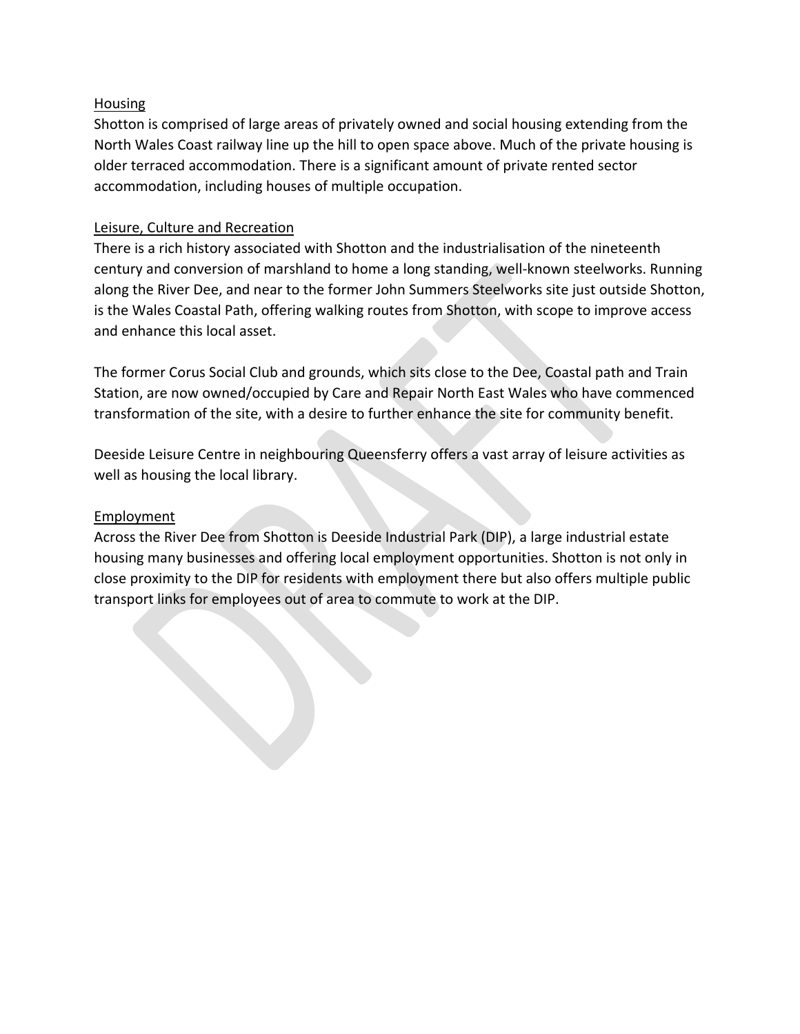## Housing

Shotton is comprised of large areas of privately owned and social housing extending from the North Wales Coast railway line up the hill to open space above. Much of the private housing is older terraced accommodation. There is a significant amount of private rented sector accommodation, including houses of multiple occupation.

## Leisure, Culture and Recreation

There is a rich history associated with Shotton and the industrialisation of the nineteenth century and conversion of marshland to home a long standing, well-known steelworks. Running along the River Dee, and near to the former John Summers Steelworks site just outside Shotton, is the Wales Coastal Path, offering walking routes from Shotton, with scope to improve access and enhance this local asset.

The former Corus Social Club and grounds, which sits close to the Dee, Coastal path and Train Station, are now owned/occupied by Care and Repair North East Wales who have commenced transformation of the site, with a desire to further enhance the site for community benefit.

Deeside Leisure Centre in neighbouring Queensferry offers a vast array of leisure activities as well as housing the local library.

## Employment

Across the River Dee from Shotton is Deeside Industrial Park (DIP), a large industrial estate housing many businesses and offering local employment opportunities. Shotton is not only in close proximity to the DIP for residents with employment there but also offers multiple public transport links for employees out of area to commute to work at the DIP.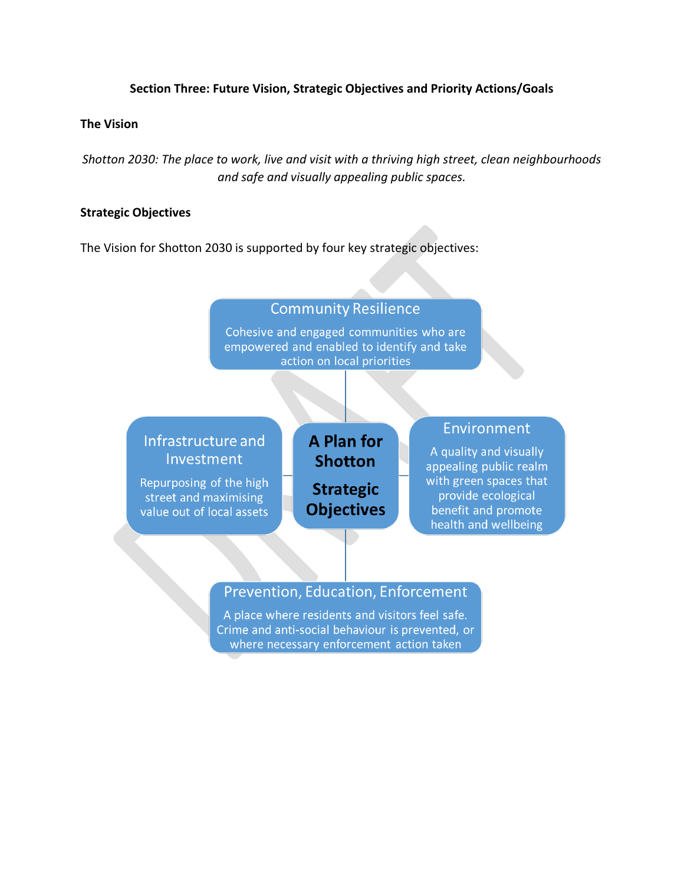**Section Three: Future Vision, Strategic Objectives and Priority Actions/Goals**

**The Vision**

*Shotton 2030: The place to work, live and visit with a thriving high street, clean neighbourhoods and safe and visually appealing public spaces.*

**Strategic Objectives**

The Vision for Shotton 2030 is supported by four key strategic objectives:

**A Plan for Shotton**

**Strategic Objectives**

**Community Resilience**

Cohesive and engaged communities who are empowered and enabled to identify and take action on local priorities

**Infrastructure and Investment**

Repurposing of the high street and maximising value out of local assets

**Environment**

A quality and visually appealing public realm with green spaces that provide ecological benefit and promote health and wellbeing

**Prevention, Education, Enforcement**

A place where residents and visitors feel safe. Crime and anti-social behaviour is prevented, or where necessary enforcement action taken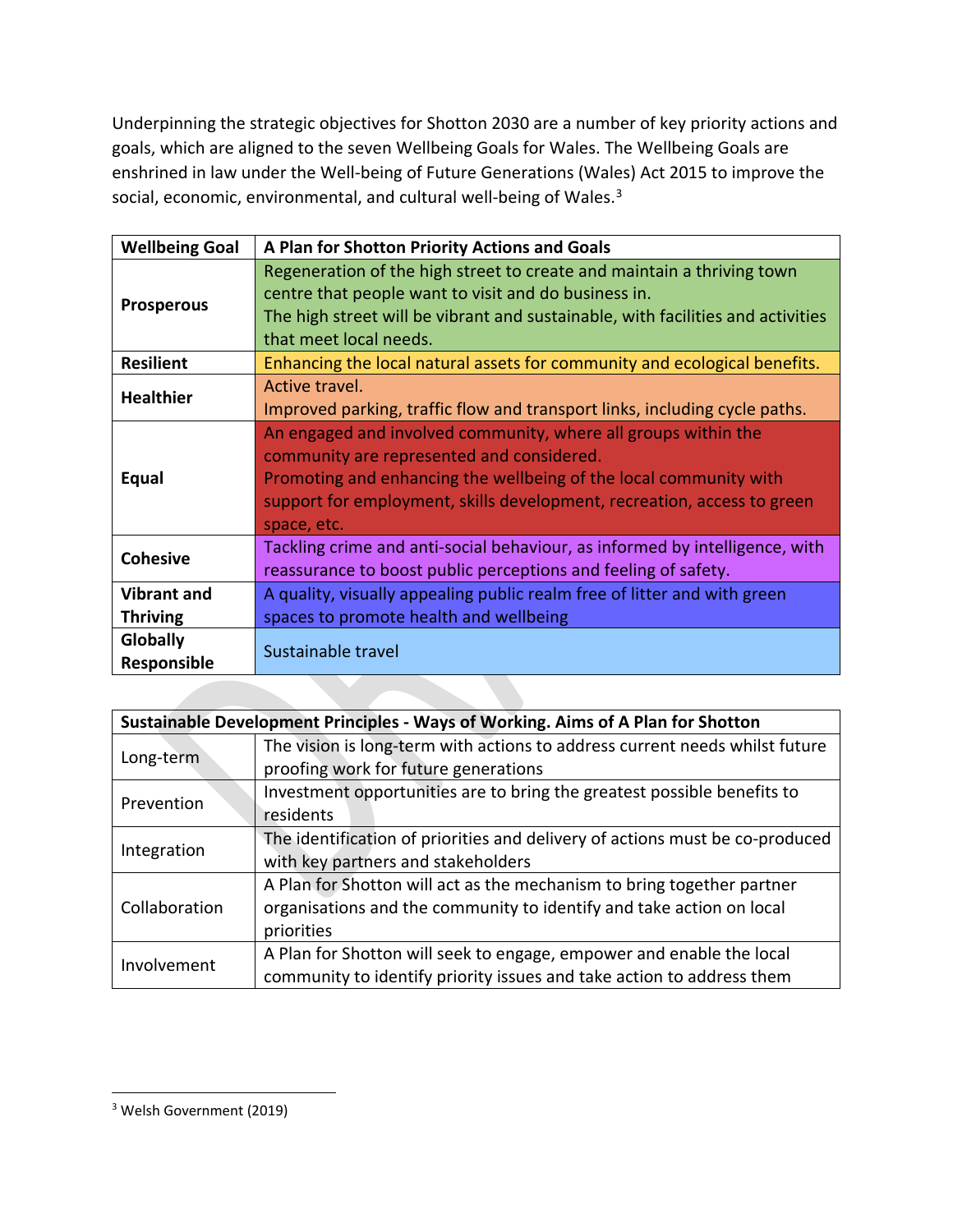Underpinning the strategic objectives for Shotton 2030 are a number of key priority actions and goals, which are aligned to the seven Wellbeing Goals for Wales. The Wellbeing Goals are enshrined in law under the Well-being of Future Generations (Wales) Act 2015 to improve the social, economic, environmental, and cultural well-being of Wales.[3]

| Wellbeing Goal | A Plan for Shotton Priority Actions and Goals |
|---|---|
| **Prosperous** | Regeneration of the high street to create and maintain a thriving town centre that people want to visit and do business in.<br>The high street will be vibrant and sustainable, with facilities and activities that meet local needs. |
| **Resilient** | Enhancing the local natural assets for community and ecological benefits. |
| **Healthier** | Active travel.<br>Improved parking, traffic flow and transport links, including cycle paths. |
| **Equal** | An engaged and involved community, where all groups within the community are represented and considered.<br>Promoting and enhancing the wellbeing of the local community with support for employment, skills development, recreation, access to green space, etc. |
| **Cohesive** | Tackling crime and anti-social behaviour, as informed by intelligence, with reassurance to boost public perceptions and feeling of safety. |
| **Vibrant and Thriving** | A quality, visually appealing public realm free of litter and with green spaces to promote health and wellbeing |
| **Globally Responsible** | Sustainable travel |

| **Sustainable Development Principles - Ways of Working. Aims of A Plan for Shotton** | |
|---|---|
| Long-term | The vision is long-term with actions to address current needs whilst future proofing work for future generations |
| Prevention | Investment opportunities are to bring the greatest possible benefits to residents |
| Integration | The identification of priorities and delivery of actions must be co-produced with key partners and stakeholders |
| Collaboration | A Plan for Shotton will act as the mechanism to bring together partner organisations and the community to identify and take action on local priorities |
| Involvement | A Plan for Shotton will seek to engage, empower and enable the local community to identify priority issues and take action to address them |

[3] Welsh Government (2019)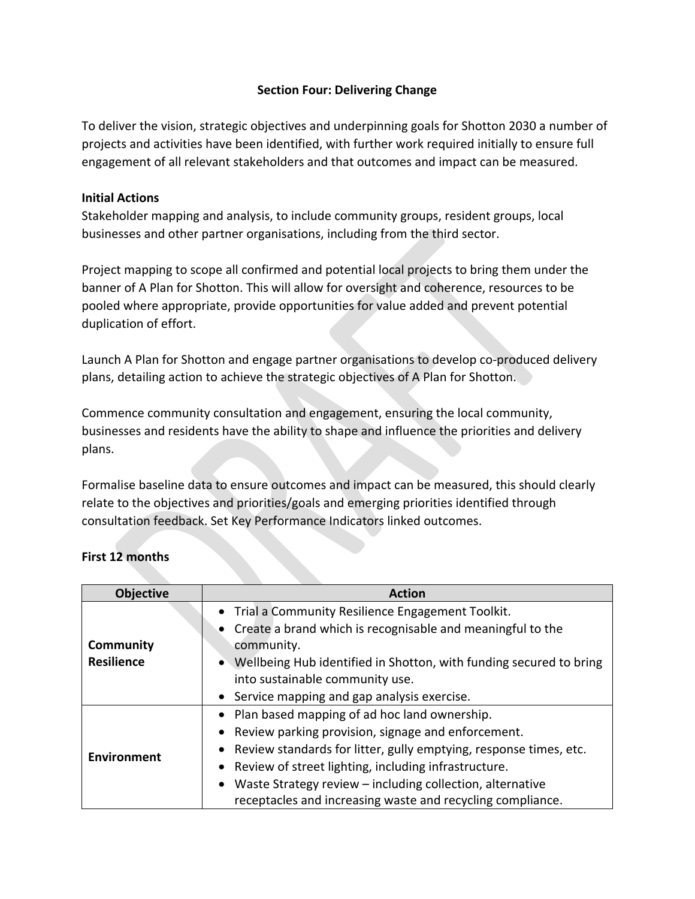## Section Four: Delivering Change

To deliver the vision, strategic objectives and underpinning goals for Shotton 2030 a number of projects and activities have been identified, with further work required initially to ensure full engagement of all relevant stakeholders and that outcomes and impact can be measured.

### Initial Actions

Stakeholder mapping and analysis, to include community groups, resident groups, local businesses and other partner organisations, including from the third sector.

Project mapping to scope all confirmed and potential local projects to bring them under the banner of A Plan for Shotton. This will allow for oversight and coherence, resources to be pooled where appropriate, provide opportunities for value added and prevent potential duplication of effort.

Launch A Plan for Shotton and engage partner organisations to develop co-produced delivery plans, detailing action to achieve the strategic objectives of A Plan for Shotton.

Commence community consultation and engagement, ensuring the local community, businesses and residents have the ability to shape and influence the priorities and delivery plans.

Formalise baseline data to ensure outcomes and impact can be measured, this should clearly relate to the objectives and priorities/goals and emerging priorities identified through consultation feedback. Set Key Performance Indicators linked outcomes.

### First 12 months

| Objective | Action |
|---|---|
| **Community Resilience** | • Trial a Community Resilience Engagement Toolkit.<br>• Create a brand which is recognisable and meaningful to the community.<br>• Wellbeing Hub identified in Shotton, with funding secured to bring into sustainable community use.<br>• Service mapping and gap analysis exercise. |
| **Environment** | • Plan based mapping of ad hoc land ownership.<br>• Review parking provision, signage and enforcement.<br>• Review standards for litter, gully emptying, response times, etc.<br>• Review of street lighting, including infrastructure.<br>• Waste Strategy review – including collection, alternative receptacles and increasing waste and recycling compliance. |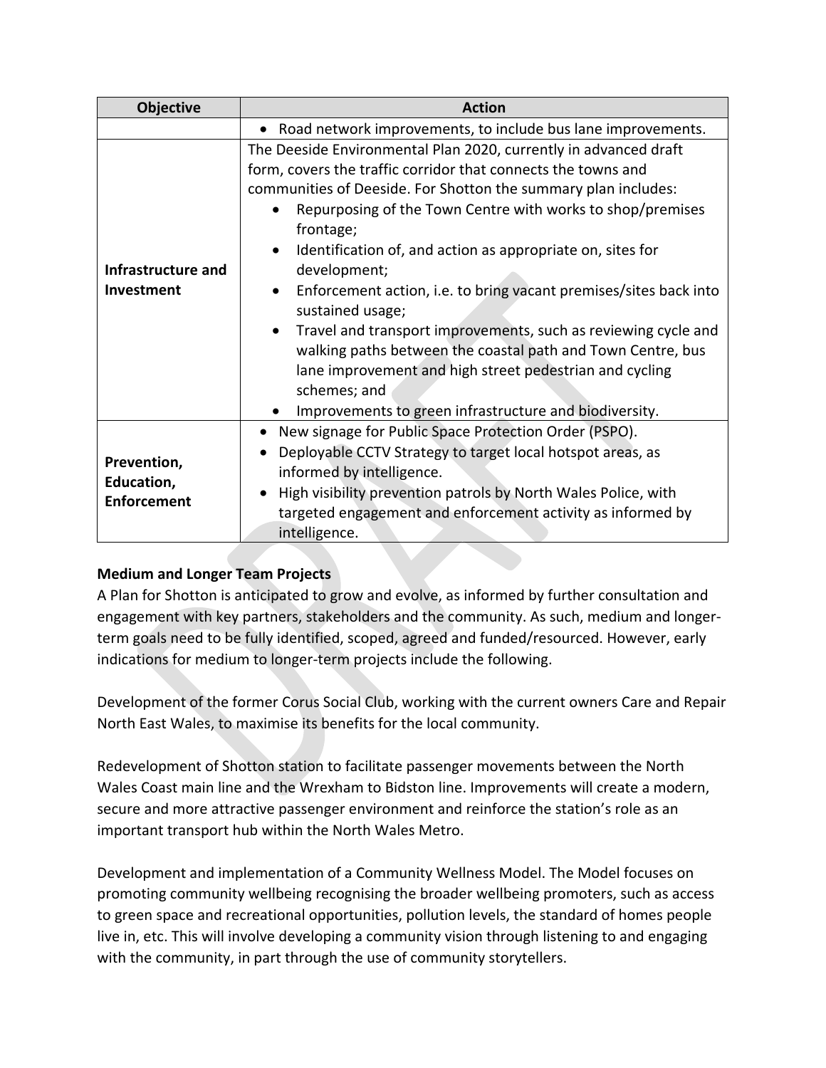| Objective | Action |
| --- | --- |
| | • Road network improvements, to include bus lane improvements. |
| **Infrastructure and Investment** | The Deeside Environmental Plan 2020, currently in advanced draft form, covers the traffic corridor that connects the towns and communities of Deeside. For Shotton the summary plan includes:<br>• Repurposing of the Town Centre with works to shop/premises frontage;<br>• Identification of, and action as appropriate on, sites for development;<br>• Enforcement action, i.e. to bring vacant premises/sites back into sustained usage;<br>• Travel and transport improvements, such as reviewing cycle and walking paths between the coastal path and Town Centre, bus lane improvement and high street pedestrian and cycling schemes; and<br>• Improvements to green infrastructure and biodiversity. |
| **Prevention, Education, Enforcement** | • New signage for Public Space Protection Order (PSPO).<br>• Deployable CCTV Strategy to target local hotspot areas, as informed by intelligence.<br>• High visibility prevention patrols by North Wales Police, with targeted engagement and enforcement activity as informed by intelligence. |

**Medium and Longer Team Projects**

A Plan for Shotton is anticipated to grow and evolve, as informed by further consultation and engagement with key partners, stakeholders and the community. As such, medium and longer-term goals need to be fully identified, scoped, agreed and funded/resourced. However, early indications for medium to longer-term projects include the following.

Development of the former Corus Social Club, working with the current owners Care and Repair North East Wales, to maximise its benefits for the local community.

Redevelopment of Shotton station to facilitate passenger movements between the North Wales Coast main line and the Wrexham to Bidston line. Improvements will create a modern, secure and more attractive passenger environment and reinforce the station's role as an important transport hub within the North Wales Metro.

Development and implementation of a Community Wellness Model. The Model focuses on promoting community wellbeing recognising the broader wellbeing promoters, such as access to green space and recreational opportunities, pollution levels, the standard of homes people live in, etc. This will involve developing a community vision through listening to and engaging with the community, in part through the use of community storytellers.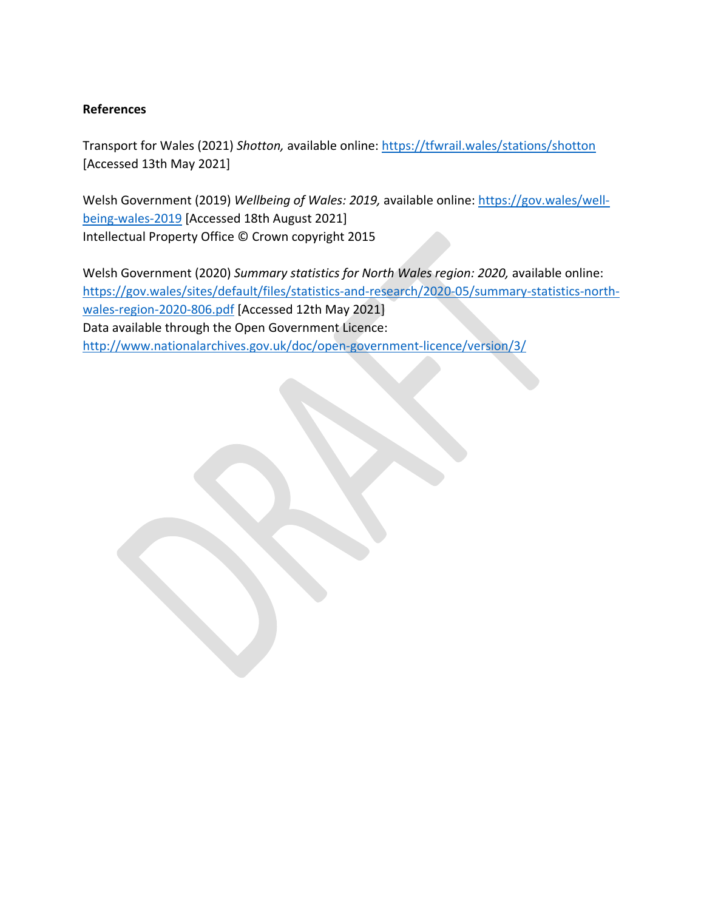**References**

Transport for Wales (2021) *Shotton,* available online: [https://tfwrail.wales/stations/shotton](https://tfwrail.wales/stations/shotton) [Accessed 13th May 2021]

Welsh Government (2019) *Wellbeing of Wales: 2019,* available online: [https://gov.wales/well-being-wales-2019](https://gov.wales/well-being-wales-2019) [Accessed 18th August 2021]
Intellectual Property Office © Crown copyright 2015

Welsh Government (2020) *Summary statistics for North Wales region: 2020,* available online: [https://gov.wales/sites/default/files/statistics-and-research/2020-05/summary-statistics-north-wales-region-2020-806.pdf](https://gov.wales/sites/default/files/statistics-and-research/2020-05/summary-statistics-north-wales-region-2020-806.pdf) [Accessed 12th May 2021]
Data available through the Open Government Licence: [http://www.nationalarchives.gov.uk/doc/open-government-licence/version/3/](http://www.nationalarchives.gov.uk/doc/open-government-licence/version/3/)